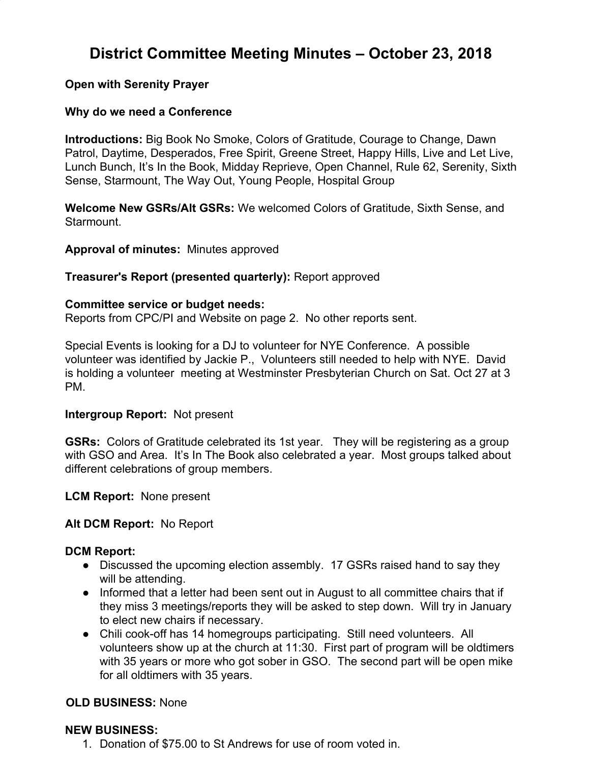# District Committee Meeting Minutes – October 23, 2018

**Open with Serenity Prayer**

**Why do we need a Conference**

**Introductions:** Big Book No Smoke, Colors of Gratitude, Courage to Change, Dawn Patrol, Daytime, Desperados, Free Spirit, Greene Street, Happy Hills, Live and Let Live, Lunch Bunch, It's In the Book, Midday Reprieve, Open Channel, Rule 62, Serenity, Sixth Sense, Starmount, The Way Out, Young People, Hospital Group

**Welcome New GSRs/Alt GSRs:** We welcomed Colors of Gratitude, Sixth Sense, and Starmount.

**Approval of minutes:** Minutes approved

**Treasurer's Report (presented quarterly):** Report approved

**Committee service or budget needs:**
Reports from CPC/PI and Website on page 2. No other reports sent.

Special Events is looking for a DJ to volunteer for NYE Conference. A possible volunteer was identified by Jackie P., Volunteers still needed to help with NYE. David is holding a volunteer meeting at Westminster Presbyterian Church on Sat. Oct 27 at 3 PM.

**Intergroup Report:** Not present

**GSRs:** Colors of Gratitude celebrated its 1st year. They will be registering as a group with GSO and Area. It's In The Book also celebrated a year. Most groups talked about different celebrations of group members.

**LCM Report:** None present

**Alt DCM Report:** No Report

**DCM Report:**

- Discussed the upcoming election assembly. 17 GSRs raised hand to say they will be attending.
- Informed that a letter had been sent out in August to all committee chairs that if they miss 3 meetings/reports they will be asked to step down. Will try in January to elect new chairs if necessary.
- Chili cook-off has 14 homegroups participating. Still need volunteers. All volunteers show up at the church at 11:30. First part of program will be oldtimers with 35 years or more who got sober in GSO. The second part will be open mike for all oldtimers with 35 years.

**OLD BUSINESS:** None

**NEW BUSINESS:**

1. Donation of $75.00 to St Andrews for use of room voted in.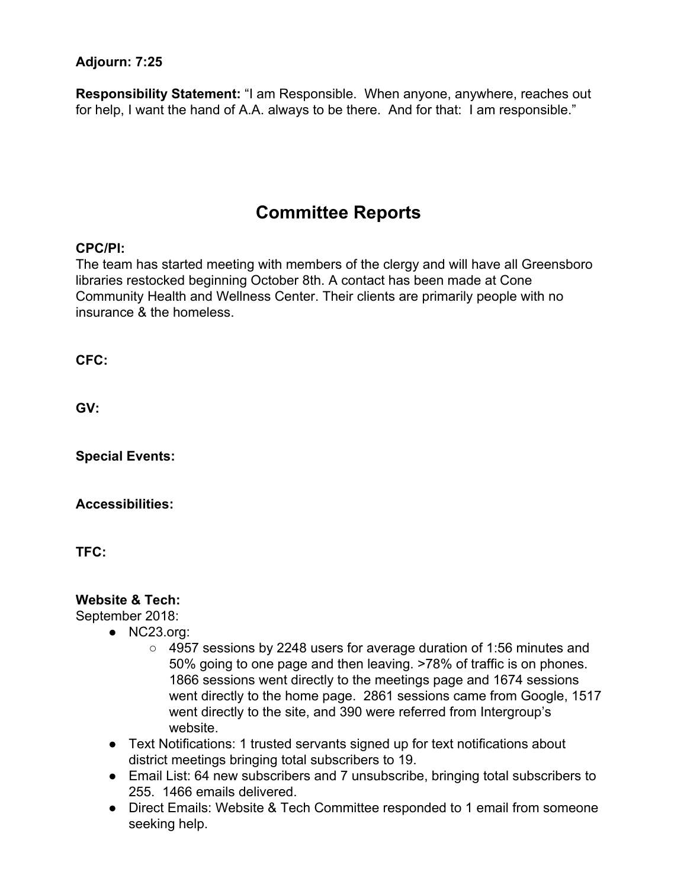**Adjourn: 7:25**

**Responsibility Statement:** "I am Responsible. When anyone, anywhere, reaches out for help, I want the hand of A.A. always to be there. And for that: I am responsible."

# Committee Reports

**CPC/PI:**
The team has started meeting with members of the clergy and will have all Greensboro libraries restocked beginning October 8th. A contact has been made at Cone Community Health and Wellness Center. Their clients are primarily people with no insurance & the homeless.

**CFC:**

**GV:**

**Special Events:**

**Accessibilities:**

**TFC:**

**Website & Tech:**
September 2018:

- NC23.org:
  - 4957 sessions by 2248 users for average duration of 1:56 minutes and 50% going to one page and then leaving. >78% of traffic is on phones. 1866 sessions went directly to the meetings page and 1674 sessions went directly to the home page. 2861 sessions came from Google, 1517 went directly to the site, and 390 were referred from Intergroup's website.
- Text Notifications: 1 trusted servants signed up for text notifications about district meetings bringing total subscribers to 19.
- Email List: 64 new subscribers and 7 unsubscribe, bringing total subscribers to 255. 1466 emails delivered.
- Direct Emails: Website & Tech Committee responded to 1 email from someone seeking help.